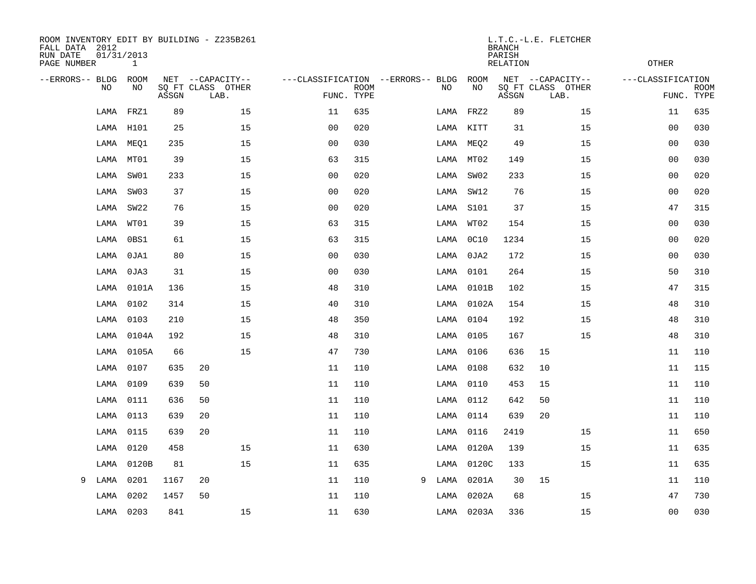ROOM INVENTORY EDIT BY BUILDING - Z235B261
FALL DATA 2012
RUN DATE 01/31/2013
PAGE NUMBER 1

L.T.C.-L.E. FLETCHER
BRANCH
PARISH
RELATION
OTHER

| --ERRORS-- | BLDG NO | ROOM NO | NET SQ FT ASSGN | CAPACITY CLASS LAB. | CAPACITY OTHER | CLASSIFICATION FUNC. | ROOM TYPE | --ERRORS-- | BLDG NO | ROOM NO | NET SQ FT ASSGN | CAPACITY CLASS LAB. | CAPACITY OTHER | CLASSIFICATION FUNC. | ROOM TYPE |
|---|---|---|---|---|---|---|---|---|---|---|---|---|---|---|---|
| | LAMA | FRZ1 | 89 | | 15 | 11 | 635 | | LAMA | FRZ2 | 89 | | 15 | 11 | 635 |
| | LAMA | H101 | 25 | | 15 | 00 | 020 | | LAMA | KITT | 31 | | 15 | 00 | 030 |
| | LAMA | MEQ1 | 235 | | 15 | 00 | 030 | | LAMA | MEQ2 | 49 | | 15 | 00 | 030 |
| | LAMA | MT01 | 39 | | 15 | 63 | 315 | | LAMA | MT02 | 149 | | 15 | 00 | 030 |
| | LAMA | SW01 | 233 | | 15 | 00 | 020 | | LAMA | SW02 | 233 | | 15 | 00 | 020 |
| | LAMA | SW03 | 37 | | 15 | 00 | 020 | | LAMA | SW12 | 76 | | 15 | 00 | 020 |
| | LAMA | SW22 | 76 | | 15 | 00 | 020 | | LAMA | S101 | 37 | | 15 | 47 | 315 |
| | LAMA | WT01 | 39 | | 15 | 63 | 315 | | LAMA | WT02 | 154 | | 15 | 00 | 030 |
| | LAMA | 0BS1 | 61 | | 15 | 63 | 315 | | LAMA | 0C10 | 1234 | | 15 | 00 | 020 |
| | LAMA | 0JA1 | 80 | | 15 | 00 | 030 | | LAMA | 0JA2 | 172 | | 15 | 00 | 030 |
| | LAMA | 0JA3 | 31 | | 15 | 00 | 030 | | LAMA | 0101 | 264 | | 15 | 50 | 310 |
| | LAMA | 0101A | 136 | | 15 | 48 | 310 | | LAMA | 0101B | 102 | | 15 | 47 | 315 |
| | LAMA | 0102 | 314 | | 15 | 40 | 310 | | LAMA | 0102A | 154 | | 15 | 48 | 310 |
| | LAMA | 0103 | 210 | | 15 | 48 | 350 | | LAMA | 0104 | 192 | | 15 | 48 | 310 |
| | LAMA | 0104A | 192 | | 15 | 48 | 310 | | LAMA | 0105 | 167 | | 15 | 48 | 310 |
| | LAMA | 0105A | 66 | | 15 | 47 | 730 | | LAMA | 0106 | 636 | 15 | | 11 | 110 |
| | LAMA | 0107 | 635 | 20 | | 11 | 110 | | LAMA | 0108 | 632 | 10 | | 11 | 115 |
| | LAMA | 0109 | 639 | 50 | | 11 | 110 | | LAMA | 0110 | 453 | 15 | | 11 | 110 |
| | LAMA | 0111 | 636 | 50 | | 11 | 110 | | LAMA | 0112 | 642 | 50 | | 11 | 110 |
| | LAMA | 0113 | 639 | 20 | | 11 | 110 | | LAMA | 0114 | 639 | 20 | | 11 | 110 |
| | LAMA | 0115 | 639 | 20 | | 11 | 110 | | LAMA | 0116 | 2419 | | 15 | 11 | 650 |
| | LAMA | 0120 | 458 | | 15 | 11 | 630 | | LAMA | 0120A | 139 | | 15 | 11 | 635 |
| | LAMA | 0120B | 81 | | 15 | 11 | 635 | | LAMA | 0120C | 133 | | 15 | 11 | 635 |
| 9 | LAMA | 0201 | 1167 | 20 | | 11 | 110 | 9 | LAMA | 0201A | 30 | 15 | | 11 | 110 |
| | LAMA | 0202 | 1457 | 50 | | 11 | 110 | | LAMA | 0202A | 68 | | 15 | 47 | 730 |
| | LAMA | 0203 | 841 | | 15 | 11 | 630 | | LAMA | 0203A | 336 | | 15 | 00 | 030 |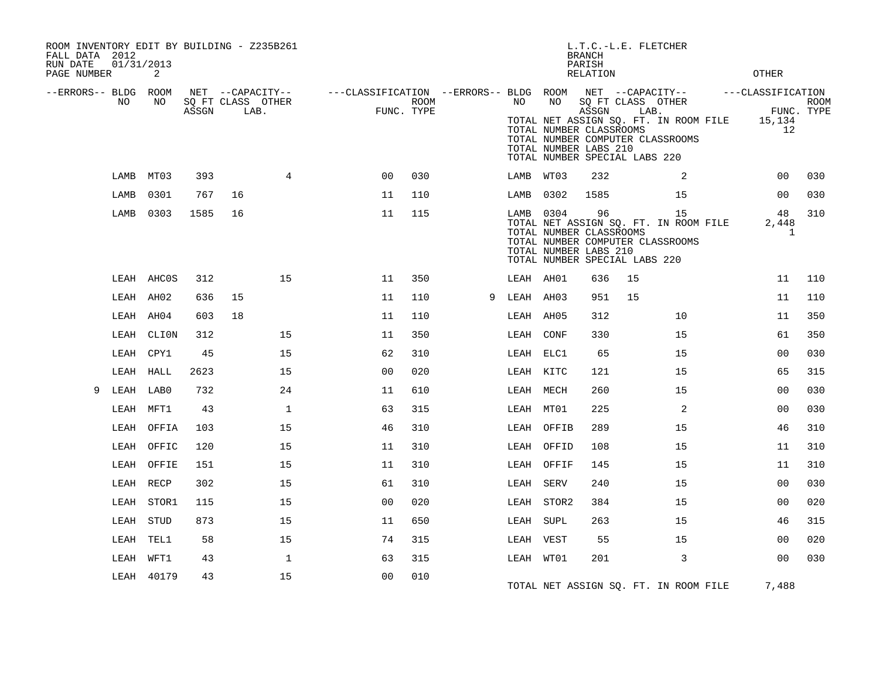ROOM INVENTORY EDIT BY BUILDING - Z235B261
FALL DATA 2012
RUN DATE 01/31/2013
PAGE NUMBER 2

L.T.C.-L.E. FLETCHER
BRANCH
PARISH
RELATION
OTHER

| --ERRORS-- | BLDG NO | ROOM NO | NET ASSGN | --CAPACITY-- SQ FT CLASS LAB. | OTHER | ---CLASSIFICATION FUNC. | ROOM TYPE | --ERRORS-- | BLDG NO | ROOM NO | NET ASSGN | --CAPACITY-- SQ FT CLASS LAB. | OTHER | ---CLASSIFICATION FUNC. | ROOM TYPE |
|---|---|---|---|---|---|---|---|---|---|---|---|---|---|---|---|
| | | | | | | | | | | TOTAL NET ASSIGN SQ. FT. IN ROOM FILE | | | | 15,134 | |
| | | | | | | | | | | TOTAL NUMBER CLASSROOMS | | | | 12 | |
| | | | | | | | | | | TOTAL NUMBER COMPUTER CLASSROOMS | | | | | |
| | | | | | | | | | | TOTAL NUMBER LABS 210 | | | | | |
| | | | | | | | | | | TOTAL NUMBER SPECIAL LABS 220 | | | | | |
| | LAMB | MT03 | 393 | | 4 | 00 | 030 | | LAMB | WT03 | 232 | | 2 | 00 | 030 |
| | LAMB | 0301 | 767 | 16 | | 11 | 110 | | LAMB | 0302 | 1585 | | 15 | 00 | 030 |
| | LAMB | 0303 | 1585 | 16 | | 11 | 115 | | LAMB | 0304 | 96 | | 15 | 48 | 310 |
| | | | | | | | | | | TOTAL NET ASSIGN SQ. FT. IN ROOM FILE | | | | 2,448 | |
| | | | | | | | | | | TOTAL NUMBER CLASSROOMS | | | | 1 | |
| | | | | | | | | | | TOTAL NUMBER COMPUTER CLASSROOMS | | | | | |
| | | | | | | | | | | TOTAL NUMBER LABS 210 | | | | | |
| | | | | | | | | | | TOTAL NUMBER SPECIAL LABS 220 | | | | | |
| | LEAH | AHC0S | 312 | | 15 | 11 | 350 | | LEAH | AH01 | 636 | 15 | | 11 | 110 |
| | LEAH | AH02 | 636 | 15 | | 11 | 110 | 9 | LEAH | AH03 | 951 | 15 | | 11 | 110 |
| | LEAH | AH04 | 603 | 18 | | 11 | 110 | | LEAH | AH05 | 312 | | 10 | 11 | 350 |
| | LEAH | CLI0N | 312 | | 15 | 11 | 350 | | LEAH | CONF | 330 | | 15 | 61 | 350 |
| | LEAH | CPY1 | 45 | | 15 | 62 | 310 | | LEAH | ELC1 | 65 | | 15 | 00 | 030 |
| | LEAH | HALL | 2623 | | 15 | 00 | 020 | | LEAH | KITC | 121 | | 15 | 65 | 315 |
| 9 | LEAH | LAB0 | 732 | | 24 | 11 | 610 | | LEAH | MECH | 260 | | 15 | 00 | 030 |
| | LEAH | MFT1 | 43 | | 1 | 63 | 315 | | LEAH | MT01 | 225 | | 2 | 00 | 030 |
| | LEAH | OFFIA | 103 | | 15 | 46 | 310 | | LEAH | OFFIB | 289 | | 15 | 46 | 310 |
| | LEAH | OFFIC | 120 | | 15 | 11 | 310 | | LEAH | OFFID | 108 | | 15 | 11 | 310 |
| | LEAH | OFFIE | 151 | | 15 | 11 | 310 | | LEAH | OFFIF | 145 | | 15 | 11 | 310 |
| | LEAH | RECP | 302 | | 15 | 61 | 310 | | LEAH | SERV | 240 | | 15 | 00 | 030 |
| | LEAH | STOR1 | 115 | | 15 | 00 | 020 | | LEAH | STOR2 | 384 | | 15 | 00 | 020 |
| | LEAH | STUD | 873 | | 15 | 11 | 650 | | LEAH | SUPL | 263 | | 15 | 46 | 315 |
| | LEAH | TEL1 | 58 | | 15 | 74 | 315 | | LEAH | VEST | 55 | | 15 | 00 | 020 |
| | LEAH | WFT1 | 43 | | 1 | 63 | 315 | | LEAH | WT01 | 201 | | 3 | 00 | 030 |
| | LEAH | 40179 | 43 | | 15 | 00 | 010 | | | | | | | | |
| | | | | | | | | | | TOTAL NET ASSIGN SQ. FT. IN ROOM FILE | | | | 7,488 | |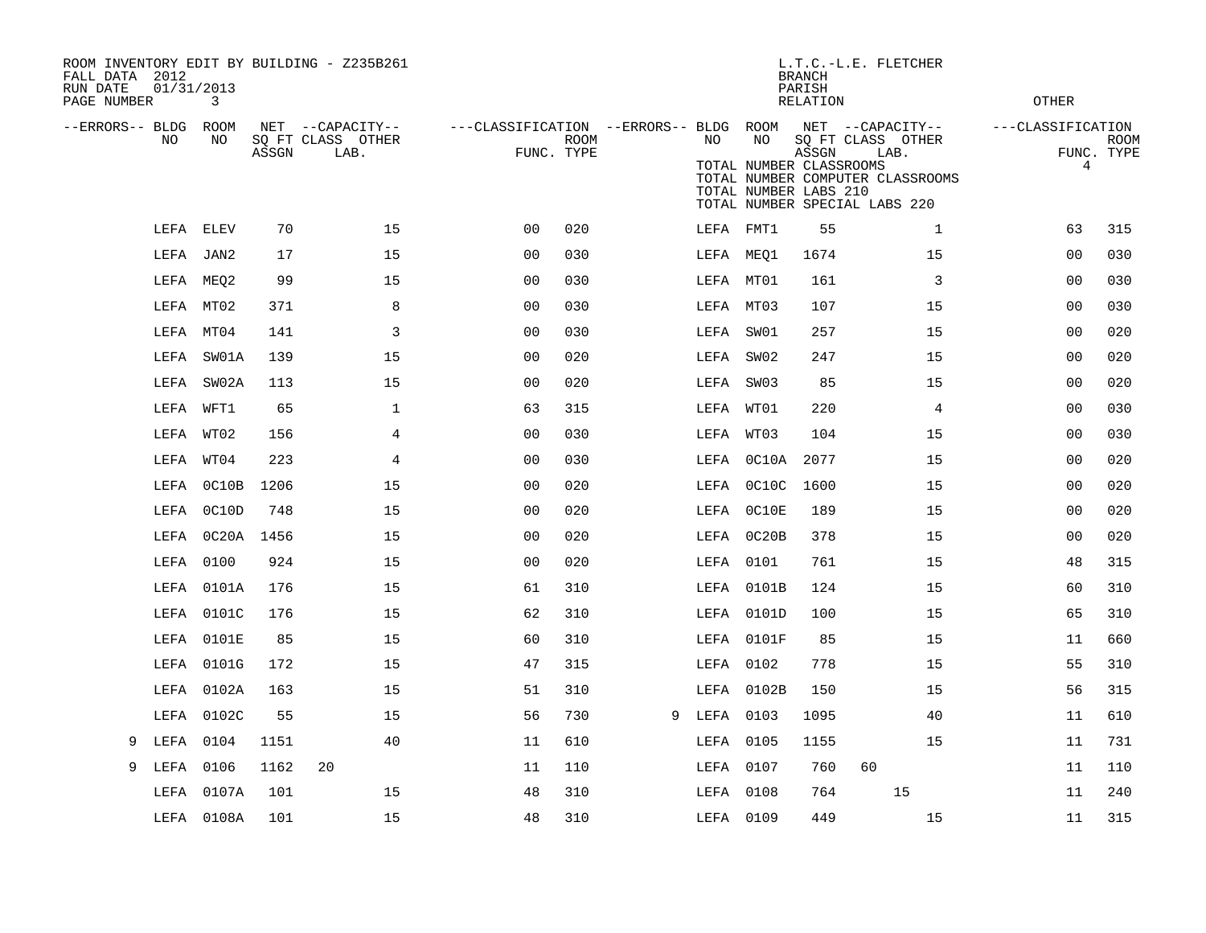ROOM INVENTORY EDIT BY BUILDING - Z235B261
FALL DATA 2012
RUN DATE 01/31/2013
PAGE NUMBER 3

L.T.C.-L.E. FLETCHER
BRANCH
PARISH
RELATION
OTHER

TOTAL NUMBER CLASSROOMS
TOTAL NUMBER COMPUTER CLASSROOMS
TOTAL NUMBER LABS 210
TOTAL NUMBER SPECIAL LABS 220 4

| --ERRORS-- | BLDG NO | ROOM NO | NET SQ FT ASSGN | CAPACITY CLASS LAB. | CAPACITY OTHER | CLASSIFICATION FUNC. | ROOM TYPE | --ERRORS-- | BLDG NO | ROOM NO | NET SQ FT ASSGN | CAPACITY CLASS LAB. | CAPACITY OTHER | CLASSIFICATION FUNC. | ROOM TYPE |
|---|---|---|---|---|---|---|---|---|---|---|---|---|---|---|---|
| | LEFA | ELEV | 70 | | 15 | 00 | 020 | | LEFA | FMT1 | 55 | | 1 | 63 | 315 |
| | LEFA | JAN2 | 17 | | 15 | 00 | 030 | | LEFA | MEQ1 | 1674 | | 15 | 00 | 030 |
| | LEFA | MEQ2 | 99 | | 15 | 00 | 030 | | LEFA | MT01 | 161 | | 3 | 00 | 030 |
| | LEFA | MT02 | 371 | | 8 | 00 | 030 | | LEFA | MT03 | 107 | | 15 | 00 | 030 |
| | LEFA | MT04 | 141 | | 3 | 00 | 030 | | LEFA | SW01 | 257 | | 15 | 00 | 020 |
| | LEFA | SW01A | 139 | | 15 | 00 | 020 | | LEFA | SW02 | 247 | | 15 | 00 | 020 |
| | LEFA | SW02A | 113 | | 15 | 00 | 020 | | LEFA | SW03 | 85 | | 15 | 00 | 020 |
| | LEFA | WFT1 | 65 | | 1 | 63 | 315 | | LEFA | WT01 | 220 | | 4 | 00 | 030 |
| | LEFA | WT02 | 156 | | 4 | 00 | 030 | | LEFA | WT03 | 104 | | 15 | 00 | 030 |
| | LEFA | WT04 | 223 | | 4 | 00 | 030 | | LEFA | 0C10A | 2077 | | 15 | 00 | 020 |
| | LEFA | 0C10B | 1206 | | 15 | 00 | 020 | | LEFA | 0C10C | 1600 | | 15 | 00 | 020 |
| | LEFA | 0C10D | 748 | | 15 | 00 | 020 | | LEFA | 0C10E | 189 | | 15 | 00 | 020 |
| | LEFA | 0C20A | 1456 | | 15 | 00 | 020 | | LEFA | 0C20B | 378 | | 15 | 00 | 020 |
| | LEFA | 0100 | 924 | | 15 | 00 | 020 | | LEFA | 0101 | 761 | | 15 | 48 | 315 |
| | LEFA | 0101A | 176 | | 15 | 61 | 310 | | LEFA | 0101B | 124 | | 15 | 60 | 310 |
| | LEFA | 0101C | 176 | | 15 | 62 | 310 | | LEFA | 0101D | 100 | | 15 | 65 | 310 |
| | LEFA | 0101E | 85 | | 15 | 60 | 310 | | LEFA | 0101F | 85 | | 15 | 11 | 660 |
| | LEFA | 0101G | 172 | | 15 | 47 | 315 | | LEFA | 0102 | 778 | | 15 | 55 | 310 |
| | LEFA | 0102A | 163 | | 15 | 51 | 310 | | LEFA | 0102B | 150 | | 15 | 56 | 315 |
| | LEFA | 0102C | 55 | | 15 | 56 | 730 | 9 | LEFA | 0103 | 1095 | | 40 | 11 | 610 |
| 9 | LEFA | 0104 | 1151 | | 40 | 11 | 610 | | LEFA | 0105 | 1155 | | 15 | 11 | 731 |
| 9 | LEFA | 0106 | 1162 | 20 | | 11 | 110 | | LEFA | 0107 | 760 | 60 | | 11 | 110 |
| | LEFA | 0107A | 101 | | 15 | 48 | 310 | | LEFA | 0108 | 764 | 15 | | 11 | 240 |
| | LEFA | 0108A | 101 | | 15 | 48 | 310 | | LEFA | 0109 | 449 | | 15 | 11 | 315 |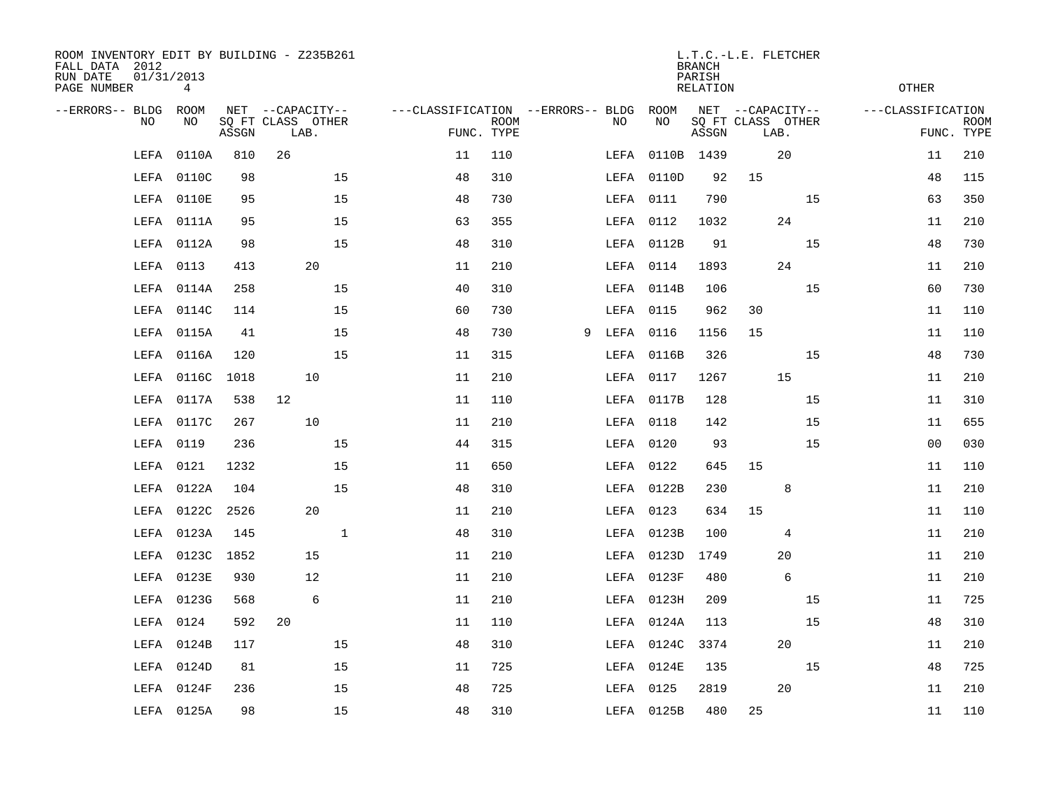ROOM INVENTORY EDIT BY BUILDING - Z235B261
FALL DATA 2012
RUN DATE 01/31/2013
PAGE NUMBER 4

L.T.C.-L.E. FLETCHER
BRANCH
PARISH
RELATION
OTHER

| --ERRORS-- | BLDG NO | ROOM NO | NET SQ FT ASSGN | CAPACITY CLASS LAB. | CAPACITY OTHER | CLASSIFICATION FUNC. | ROOM TYPE | --ERRORS-- | BLDG NO | ROOM NO | NET SQ FT ASSGN | CAPACITY CLASS LAB. | CAPACITY OTHER | CLASSIFICATION FUNC. | ROOM TYPE |
|---|---|---|---|---|---|---|---|---|---|---|---|---|---|---|---|
| | LEFA | 0110A | 810 | 26 | | 11 | 110 | | LEFA | 0110B | 1439 | 20 | | 11 | 210 |
| | LEFA | 0110C | 98 | | 15 | 48 | 310 | | LEFA | 0110D | 92 | 15 | | 48 | 115 |
| | LEFA | 0110E | 95 | | 15 | 48 | 730 | | LEFA | 0111 | 790 | | 15 | 63 | 350 |
| | LEFA | 0111A | 95 | | 15 | 63 | 355 | | LEFA | 0112 | 1032 | 24 | | 11 | 210 |
| | LEFA | 0112A | 98 | | 15 | 48 | 310 | | LEFA | 0112B | 91 | | 15 | 48 | 730 |
| | LEFA | 0113 | 413 | 20 | | 11 | 210 | | LEFA | 0114 | 1893 | 24 | | 11 | 210 |
| | LEFA | 0114A | 258 | | 15 | 40 | 310 | | LEFA | 0114B | 106 | | 15 | 60 | 730 |
| | LEFA | 0114C | 114 | | 15 | 60 | 730 | | LEFA | 0115 | 962 | 30 | | 11 | 110 |
| | LEFA | 0115A | 41 | | 15 | 48 | 730 | 9 | LEFA | 0116 | 1156 | 15 | | 11 | 110 |
| | LEFA | 0116A | 120 | | 15 | 11 | 315 | | LEFA | 0116B | 326 | | 15 | 48 | 730 |
| | LEFA | 0116C | 1018 | 10 | | 11 | 210 | | LEFA | 0117 | 1267 | 15 | | 11 | 210 |
| | LEFA | 0117A | 538 | 12 | | 11 | 110 | | LEFA | 0117B | 128 | | 15 | 11 | 310 |
| | LEFA | 0117C | 267 | 10 | | 11 | 210 | | LEFA | 0118 | 142 | | 15 | 11 | 655 |
| | LEFA | 0119 | 236 | | 15 | 44 | 315 | | LEFA | 0120 | 93 | | 15 | 00 | 030 |
| | LEFA | 0121 | 1232 | | 15 | 11 | 650 | | LEFA | 0122 | 645 | 15 | | 11 | 110 |
| | LEFA | 0122A | 104 | | 15 | 48 | 310 | | LEFA | 0122B | 230 | 8 | | 11 | 210 |
| | LEFA | 0122C | 2526 | 20 | | 11 | 210 | | LEFA | 0123 | 634 | 15 | | 11 | 110 |
| | LEFA | 0123A | 145 | | 1 | 48 | 310 | | LEFA | 0123B | 100 | 4 | | 11 | 210 |
| | LEFA | 0123C | 1852 | 15 | | 11 | 210 | | LEFA | 0123D | 1749 | 20 | | 11 | 210 |
| | LEFA | 0123E | 930 | 12 | | 11 | 210 | | LEFA | 0123F | 480 | 6 | | 11 | 210 |
| | LEFA | 0123G | 568 | 6 | | 11 | 210 | | LEFA | 0123H | 209 | | 15 | 11 | 725 |
| | LEFA | 0124 | 592 | 20 | | 11 | 110 | | LEFA | 0124A | 113 | | 15 | 48 | 310 |
| | LEFA | 0124B | 117 | | 15 | 48 | 310 | | LEFA | 0124C | 3374 | 20 | | 11 | 210 |
| | LEFA | 0124D | 81 | | 15 | 11 | 725 | | LEFA | 0124E | 135 | | 15 | 48 | 725 |
| | LEFA | 0124F | 236 | | 15 | 48 | 725 | | LEFA | 0125 | 2819 | 20 | | 11 | 210 |
| | LEFA | 0125A | 98 | | 15 | 48 | 310 | | LEFA | 0125B | 480 | 25 | | 11 | 110 |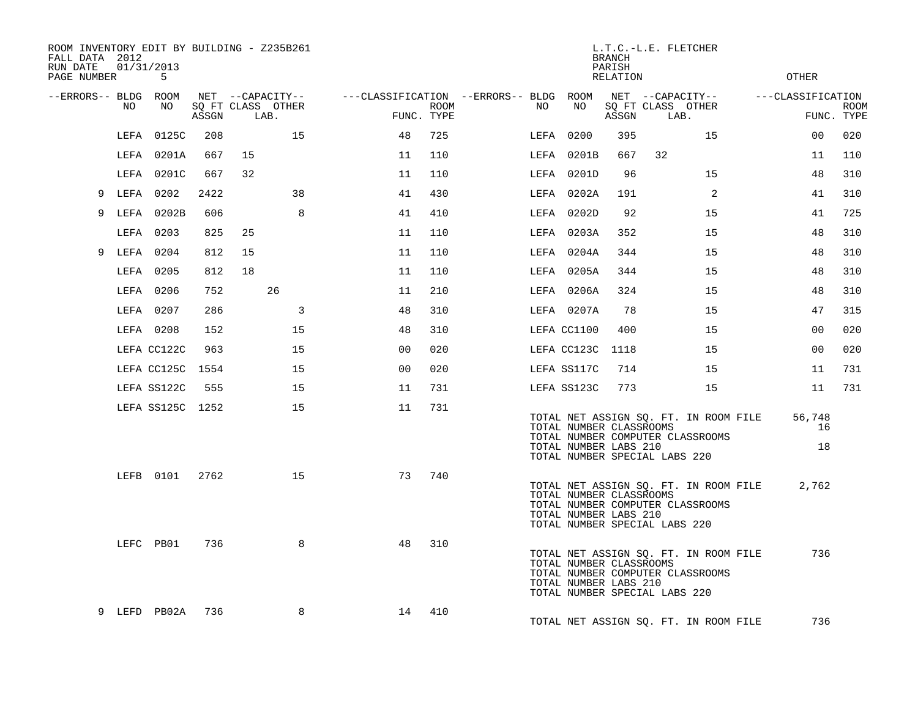ROOM INVENTORY EDIT BY BUILDING - Z235B261
FALL DATA 2012
RUN DATE 01/31/2013
PAGE NUMBER 5

L.T.C.-L.E. FLETCHER
BRANCH
PARISH
RELATION
OTHER

| --ERRORS-- | BLDG NO | ROOM NO | NET SQ FT ASSGN | CAPACITY CLASS | CAPACITY LAB. | CAPACITY OTHER | CLASSIFICATION FUNC. | ROOM TYPE | --ERRORS-- | BLDG NO | ROOM NO | NET SQ FT ASSGN | CAPACITY CLASS | CAPACITY LAB. | CAPACITY OTHER | CLASSIFICATION FUNC. | ROOM TYPE |
|---|---|---|---|---|---|---|---|---|---|---|---|---|---|---|---|---|---|
| | LEFA | 0125C | 208 | | | 15 | 48 | 725 | | LEFA | 0200 | 395 | | | 15 | 00 | 020 |
| | LEFA | 0201A | 667 | 15 | | | 11 | 110 | | LEFA | 0201B | 667 | 32 | | | 11 | 110 |
| | LEFA | 0201C | 667 | 32 | | | 11 | 110 | | LEFA | 0201D | 96 | | | 15 | 48 | 310 |
| 9 | LEFA | 0202 | 2422 | | | 38 | 41 | 430 | | LEFA | 0202A | 191 | | | 2 | 41 | 310 |
| 9 | LEFA | 0202B | 606 | | | 8 | 41 | 410 | | LEFA | 0202D | 92 | | | 15 | 41 | 725 |
| | LEFA | 0203 | 825 | 25 | | | 11 | 110 | | LEFA | 0203A | 352 | | | 15 | 48 | 310 |
| 9 | LEFA | 0204 | 812 | 15 | | | 11 | 110 | | LEFA | 0204A | 344 | | | 15 | 48 | 310 |
| | LEFA | 0205 | 812 | 18 | | | 11 | 110 | | LEFA | 0205A | 344 | | | 15 | 48 | 310 |
| | LEFA | 0206 | 752 | | 26 | | 11 | 210 | | LEFA | 0206A | 324 | | | 15 | 48 | 310 |
| | LEFA | 0207 | 286 | | | 3 | 48 | 310 | | LEFA | 0207A | 78 | | | 15 | 47 | 315 |
| | LEFA | 0208 | 152 | | | 15 | 48 | 310 | | LEFA | CC1100 | 400 | | | 15 | 00 | 020 |
| | LEFA | CC122C | 963 | | | 15 | 00 | 020 | | LEFA | CC123C | 1118 | | | 15 | 00 | 020 |
| | LEFA | CC125C | 1554 | | | 15 | 00 | 020 | | LEFA | SS117C | 714 | | | 15 | 11 | 731 |
| | LEFA | SS122C | 555 | | | 15 | 11 | 731 | | LEFA | SS123C | 773 | | | 15 | 11 | 731 |
| | LEFA | SS125C | 1252 | | | 15 | 11 | 731 | | | | | | | | | |

TOTAL NET ASSIGN SQ. FT. IN ROOM FILE 56,748
TOTAL NUMBER CLASSROOMS 16
TOTAL NUMBER COMPUTER CLASSROOMS
TOTAL NUMBER LABS 210 18
TOTAL NUMBER SPECIAL LABS 220

| --ERRORS-- | BLDG NO | ROOM NO | NET SQ FT ASSGN | CAPACITY CLASS | CAPACITY LAB. | CAPACITY OTHER | CLASSIFICATION FUNC. | ROOM TYPE |
|---|---|---|---|---|---|---|---|---|
| | LEFB | 0101 | 2762 | | | 15 | 73 | 740 |

TOTAL NET ASSIGN SQ. FT. IN ROOM FILE 2,762
TOTAL NUMBER CLASSROOMS
TOTAL NUMBER COMPUTER CLASSROOMS
TOTAL NUMBER LABS 210
TOTAL NUMBER SPECIAL LABS 220

| --ERRORS-- | BLDG NO | ROOM NO | NET SQ FT ASSGN | CAPACITY CLASS | CAPACITY LAB. | CAPACITY OTHER | CLASSIFICATION FUNC. | ROOM TYPE |
|---|---|---|---|---|---|---|---|---|
| | LEFC | PB01 | 736 | | | 8 | 48 | 310 |

TOTAL NET ASSIGN SQ. FT. IN ROOM FILE 736
TOTAL NUMBER CLASSROOMS
TOTAL NUMBER COMPUTER CLASSROOMS
TOTAL NUMBER LABS 210
TOTAL NUMBER SPECIAL LABS 220

| --ERRORS-- | BLDG NO | ROOM NO | NET SQ FT ASSGN | CAPACITY CLASS | CAPACITY LAB. | CAPACITY OTHER | CLASSIFICATION FUNC. | ROOM TYPE |
|---|---|---|---|---|---|---|---|---|
| 9 | LEFD | PB02A | 736 | | | 8 | 14 | 410 |

TOTAL NET ASSIGN SQ. FT. IN ROOM FILE 736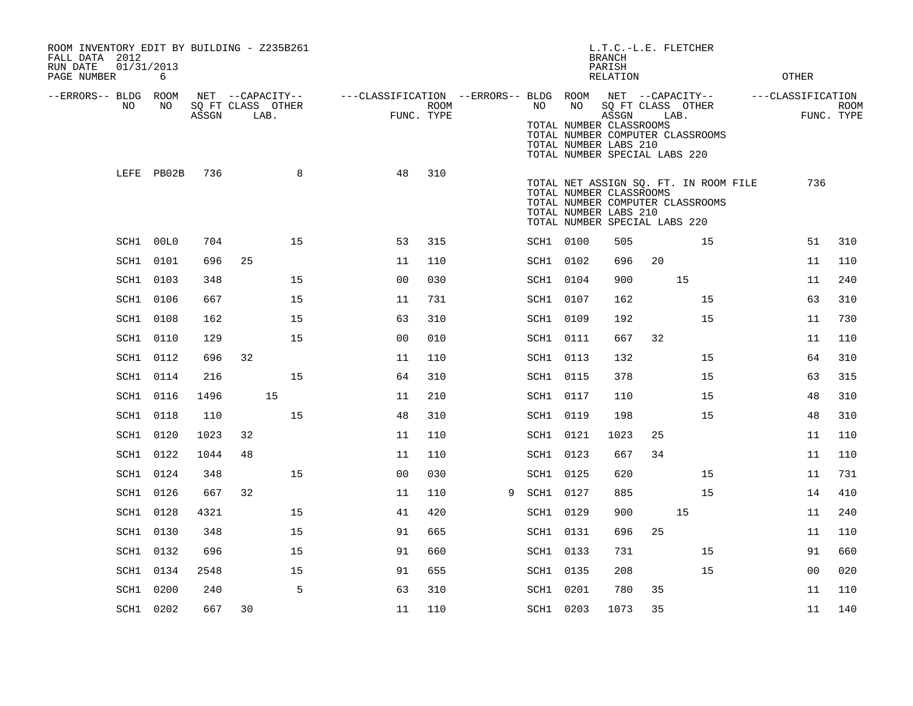ROOM INVENTORY EDIT BY BUILDING - Z235B261
FALL DATA 2012
RUN DATE 01/31/2013
PAGE NUMBER 6

L.T.C.-L.E. FLETCHER
BRANCH
PARISH
RELATION
OTHER

| --ERRORS-- | BLDG NO | ROOM NO | NET SQ FT ASSGN | --CAPACITY-- CLASS | LAB. | OTHER | ---CLASSIFICATION FUNC. | ROOM TYPE | --ERRORS-- | BLDG NO | ROOM NO | NET SQ FT ASSGN | --CAPACITY-- CLASS | LAB. | OTHER | ---CLASSIFICATION FUNC. | ROOM TYPE |
|---|---|---|---|---|---|---|---|---|---|---|---|---|---|---|---|---|---|
| | | | | | | | | | | TOTAL NUMBER CLASSROOMS | | | | | | | |
| | | | | | | | | | | TOTAL NUMBER COMPUTER CLASSROOMS | | | | | | | |
| | | | | | | | | | | TOTAL NUMBER LABS 210 | | | | | | | |
| | | | | | | | | | | TOTAL NUMBER SPECIAL LABS 220 | | | | | | | |
| | LEFE | PB02B | 736 | | | 8 | 48 | 310 | | | | | | | | | |
| | | | | | | | | | | TOTAL NET ASSIGN SQ. FT. IN ROOM FILE | | | | | | 736 | |
| | | | | | | | | | | TOTAL NUMBER CLASSROOMS | | | | | | | |
| | | | | | | | | | | TOTAL NUMBER COMPUTER CLASSROOMS | | | | | | | |
| | | | | | | | | | | TOTAL NUMBER LABS 210 | | | | | | | |
| | | | | | | | | | | TOTAL NUMBER SPECIAL LABS 220 | | | | | | | |
| | SCH1 | 00L0 | 704 | | | 15 | 53 | 315 | | SCH1 | 0100 | 505 | | | 15 | 51 | 310 |
| | SCH1 | 0101 | 696 | 25 | | | 11 | 110 | | SCH1 | 0102 | 696 | 20 | | | 11 | 110 |
| | SCH1 | 0103 | 348 | | | 15 | 00 | 030 | | SCH1 | 0104 | 900 | | 15 | | 11 | 240 |
| | SCH1 | 0106 | 667 | | | 15 | 11 | 731 | | SCH1 | 0107 | 162 | | | 15 | 63 | 310 |
| | SCH1 | 0108 | 162 | | | 15 | 63 | 310 | | SCH1 | 0109 | 192 | | | 15 | 11 | 730 |
| | SCH1 | 0110 | 129 | | | 15 | 00 | 010 | | SCH1 | 0111 | 667 | 32 | | | 11 | 110 |
| | SCH1 | 0112 | 696 | 32 | | | 11 | 110 | | SCH1 | 0113 | 132 | | | 15 | 64 | 310 |
| | SCH1 | 0114 | 216 | | | 15 | 64 | 310 | | SCH1 | 0115 | 378 | | | 15 | 63 | 315 |
| | SCH1 | 0116 | 1496 | | 15 | | 11 | 210 | | SCH1 | 0117 | 110 | | | 15 | 48 | 310 |
| | SCH1 | 0118 | 110 | | | 15 | 48 | 310 | | SCH1 | 0119 | 198 | | | 15 | 48 | 310 |
| | SCH1 | 0120 | 1023 | 32 | | | 11 | 110 | | SCH1 | 0121 | 1023 | 25 | | | 11 | 110 |
| | SCH1 | 0122 | 1044 | 48 | | | 11 | 110 | | SCH1 | 0123 | 667 | 34 | | | 11 | 110 |
| | SCH1 | 0124 | 348 | | | 15 | 00 | 030 | | SCH1 | 0125 | 620 | | | 15 | 11 | 731 |
| | SCH1 | 0126 | 667 | 32 | | | 11 | 110 | 9 | SCH1 | 0127 | 885 | | | 15 | 14 | 410 |
| | SCH1 | 0128 | 4321 | | | 15 | 41 | 420 | | SCH1 | 0129 | 900 | | 15 | | 11 | 240 |
| | SCH1 | 0130 | 348 | | | 15 | 91 | 665 | | SCH1 | 0131 | 696 | 25 | | | 11 | 110 |
| | SCH1 | 0132 | 696 | | | 15 | 91 | 660 | | SCH1 | 0133 | 731 | | | 15 | 91 | 660 |
| | SCH1 | 0134 | 2548 | | | 15 | 91 | 655 | | SCH1 | 0135 | 208 | | | 15 | 00 | 020 |
| | SCH1 | 0200 | 240 | | | 5 | 63 | 310 | | SCH1 | 0201 | 780 | 35 | | | 11 | 110 |
| | SCH1 | 0202 | 667 | 30 | | | 11 | 110 | | SCH1 | 0203 | 1073 | 35 | | | 11 | 140 |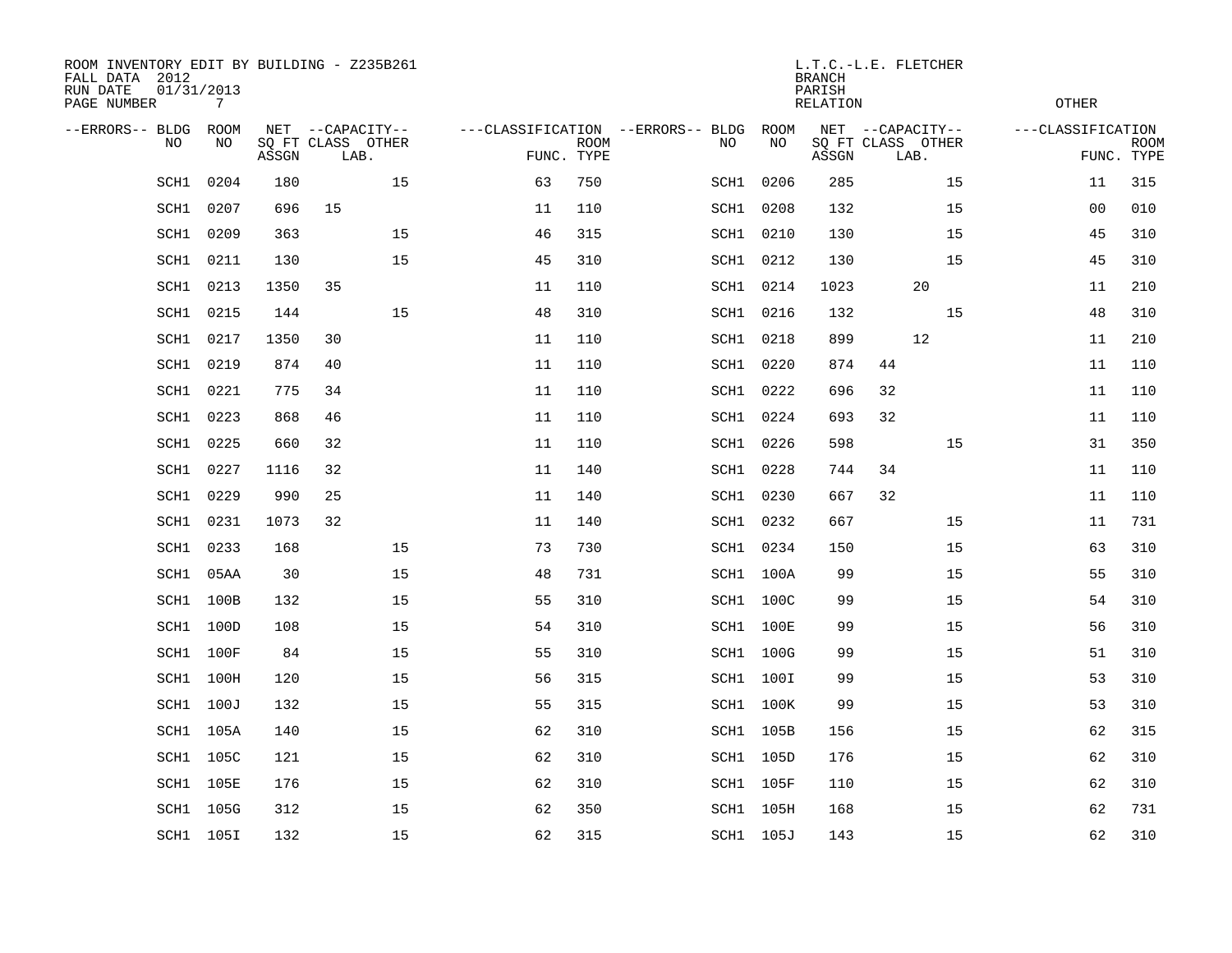ROOM INVENTORY EDIT BY BUILDING - Z235B261
FALL DATA 2012
RUN DATE 01/31/2013
PAGE NUMBER 7

L.T.C.-L.E. FLETCHER
BRANCH
PARISH
RELATION

OTHER

| --ERRORS-- | BLDG NO | ROOM NO | NET SQ FT ASSGN | CAPACITY CLASS LAB. | CAPACITY OTHER | CLASSIFICATION FUNC. | ROOM TYPE | --ERRORS-- | BLDG NO | ROOM NO | NET SQ FT ASSGN | CAPACITY CLASS LAB. | CAPACITY OTHER | CLASSIFICATION FUNC. | ROOM TYPE |
|---|---|---|---|---|---|---|---|---|---|---|---|---|---|---|---|
| | SCH1 | 0204 | 180 | | 15 | 63 | 750 | | SCH1 | 0206 | 285 | | 15 | 11 | 315 |
| | SCH1 | 0207 | 696 | 15 | | 11 | 110 | | SCH1 | 0208 | 132 | | 15 | 00 | 010 |
| | SCH1 | 0209 | 363 | | 15 | 46 | 315 | | SCH1 | 0210 | 130 | | 15 | 45 | 310 |
| | SCH1 | 0211 | 130 | | 15 | 45 | 310 | | SCH1 | 0212 | 130 | | 15 | 45 | 310 |
| | SCH1 | 0213 | 1350 | 35 | | 11 | 110 | | SCH1 | 0214 | 1023 | 20 | | 11 | 210 |
| | SCH1 | 0215 | 144 | | 15 | 48 | 310 | | SCH1 | 0216 | 132 | | 15 | 48 | 310 |
| | SCH1 | 0217 | 1350 | 30 | | 11 | 110 | | SCH1 | 0218 | 899 | 12 | | 11 | 210 |
| | SCH1 | 0219 | 874 | 40 | | 11 | 110 | | SCH1 | 0220 | 874 | 44 | | 11 | 110 |
| | SCH1 | 0221 | 775 | 34 | | 11 | 110 | | SCH1 | 0222 | 696 | 32 | | 11 | 110 |
| | SCH1 | 0223 | 868 | 46 | | 11 | 110 | | SCH1 | 0224 | 693 | 32 | | 11 | 110 |
| | SCH1 | 0225 | 660 | 32 | | 11 | 110 | | SCH1 | 0226 | 598 | | 15 | 31 | 350 |
| | SCH1 | 0227 | 1116 | 32 | | 11 | 140 | | SCH1 | 0228 | 744 | 34 | | 11 | 110 |
| | SCH1 | 0229 | 990 | 25 | | 11 | 140 | | SCH1 | 0230 | 667 | 32 | | 11 | 110 |
| | SCH1 | 0231 | 1073 | 32 | | 11 | 140 | | SCH1 | 0232 | 667 | | 15 | 11 | 731 |
| | SCH1 | 0233 | 168 | | 15 | 73 | 730 | | SCH1 | 0234 | 150 | | 15 | 63 | 310 |
| | SCH1 | 05AA | 30 | | 15 | 48 | 731 | | SCH1 | 100A | 99 | | 15 | 55 | 310 |
| | SCH1 | 100B | 132 | | 15 | 55 | 310 | | SCH1 | 100C | 99 | | 15 | 54 | 310 |
| | SCH1 | 100D | 108 | | 15 | 54 | 310 | | SCH1 | 100E | 99 | | 15 | 56 | 310 |
| | SCH1 | 100F | 84 | | 15 | 55 | 310 | | SCH1 | 100G | 99 | | 15 | 51 | 310 |
| | SCH1 | 100H | 120 | | 15 | 56 | 315 | | SCH1 | 100I | 99 | | 15 | 53 | 310 |
| | SCH1 | 100J | 132 | | 15 | 55 | 315 | | SCH1 | 100K | 99 | | 15 | 53 | 310 |
| | SCH1 | 105A | 140 | | 15 | 62 | 310 | | SCH1 | 105B | 156 | | 15 | 62 | 315 |
| | SCH1 | 105C | 121 | | 15 | 62 | 310 | | SCH1 | 105D | 176 | | 15 | 62 | 310 |
| | SCH1 | 105E | 176 | | 15 | 62 | 310 | | SCH1 | 105F | 110 | | 15 | 62 | 310 |
| | SCH1 | 105G | 312 | | 15 | 62 | 350 | | SCH1 | 105H | 168 | | 15 | 62 | 731 |
| | SCH1 | 105I | 132 | | 15 | 62 | 315 | | SCH1 | 105J | 143 | | 15 | 62 | 310 |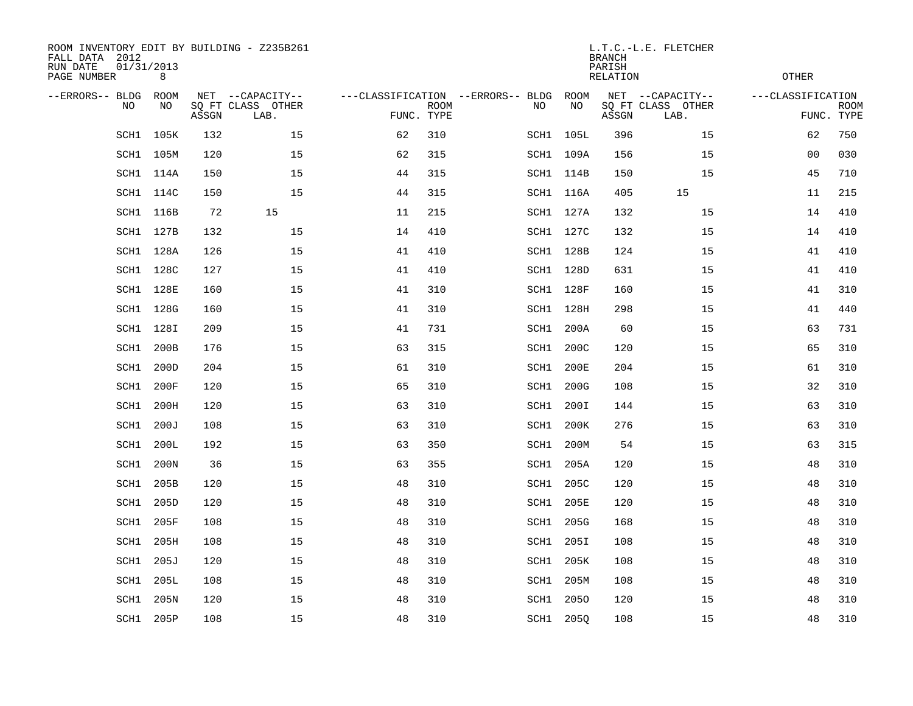ROOM INVENTORY EDIT BY BUILDING - Z235B261
FALL DATA 2012
RUN DATE 01/31/2013
PAGE NUMBER 8

L.T.C.-L.E. FLETCHER
BRANCH
PARISH
RELATION

OTHER

| --ERRORS-- | BLDG NO | ROOM NO | NET SQ FT ASSGN | CAPACITY CLASS LAB. | CAPACITY OTHER | CLASSIFICATION FUNC. | ROOM TYPE | --ERRORS-- | BLDG NO | ROOM NO | NET SQ FT ASSGN | CAPACITY CLASS LAB. | CAPACITY OTHER | CLASSIFICATION FUNC. | ROOM TYPE |
|---|---|---|---|---|---|---|---|---|---|---|---|---|---|---|---|
| | SCH1 | 105K | 132 | | 15 | 62 | 310 | | SCH1 | 105L | 396 | | 15 | 62 | 750 |
| | SCH1 | 105M | 120 | | 15 | 62 | 315 | | SCH1 | 109A | 156 | | 15 | 00 | 030 |
| | SCH1 | 114A | 150 | | 15 | 44 | 315 | | SCH1 | 114B | 150 | | 15 | 45 | 710 |
| | SCH1 | 114C | 150 | | 15 | 44 | 315 | | SCH1 | 116A | 405 | 15 | | 11 | 215 |
| | SCH1 | 116B | 72 | 15 | | 11 | 215 | | SCH1 | 127A | 132 | | 15 | 14 | 410 |
| | SCH1 | 127B | 132 | | 15 | 14 | 410 | | SCH1 | 127C | 132 | | 15 | 14 | 410 |
| | SCH1 | 128A | 126 | | 15 | 41 | 410 | | SCH1 | 128B | 124 | | 15 | 41 | 410 |
| | SCH1 | 128C | 127 | | 15 | 41 | 410 | | SCH1 | 128D | 631 | | 15 | 41 | 410 |
| | SCH1 | 128E | 160 | | 15 | 41 | 310 | | SCH1 | 128F | 160 | | 15 | 41 | 310 |
| | SCH1 | 128G | 160 | | 15 | 41 | 310 | | SCH1 | 128H | 298 | | 15 | 41 | 440 |
| | SCH1 | 128I | 209 | | 15 | 41 | 731 | | SCH1 | 200A | 60 | | 15 | 63 | 731 |
| | SCH1 | 200B | 176 | | 15 | 63 | 315 | | SCH1 | 200C | 120 | | 15 | 65 | 310 |
| | SCH1 | 200D | 204 | | 15 | 61 | 310 | | SCH1 | 200E | 204 | | 15 | 61 | 310 |
| | SCH1 | 200F | 120 | | 15 | 65 | 310 | | SCH1 | 200G | 108 | | 15 | 32 | 310 |
| | SCH1 | 200H | 120 | | 15 | 63 | 310 | | SCH1 | 200I | 144 | | 15 | 63 | 310 |
| | SCH1 | 200J | 108 | | 15 | 63 | 310 | | SCH1 | 200K | 276 | | 15 | 63 | 310 |
| | SCH1 | 200L | 192 | | 15 | 63 | 350 | | SCH1 | 200M | 54 | | 15 | 63 | 315 |
| | SCH1 | 200N | 36 | | 15 | 63 | 355 | | SCH1 | 205A | 120 | | 15 | 48 | 310 |
| | SCH1 | 205B | 120 | | 15 | 48 | 310 | | SCH1 | 205C | 120 | | 15 | 48 | 310 |
| | SCH1 | 205D | 120 | | 15 | 48 | 310 | | SCH1 | 205E | 120 | | 15 | 48 | 310 |
| | SCH1 | 205F | 108 | | 15 | 48 | 310 | | SCH1 | 205G | 168 | | 15 | 48 | 310 |
| | SCH1 | 205H | 108 | | 15 | 48 | 310 | | SCH1 | 205I | 108 | | 15 | 48 | 310 |
| | SCH1 | 205J | 120 | | 15 | 48 | 310 | | SCH1 | 205K | 108 | | 15 | 48 | 310 |
| | SCH1 | 205L | 108 | | 15 | 48 | 310 | | SCH1 | 205M | 108 | | 15 | 48 | 310 |
| | SCH1 | 205N | 120 | | 15 | 48 | 310 | | SCH1 | 205O | 120 | | 15 | 48 | 310 |
| | SCH1 | 205P | 108 | | 15 | 48 | 310 | | SCH1 | 205Q | 108 | | 15 | 48 | 310 |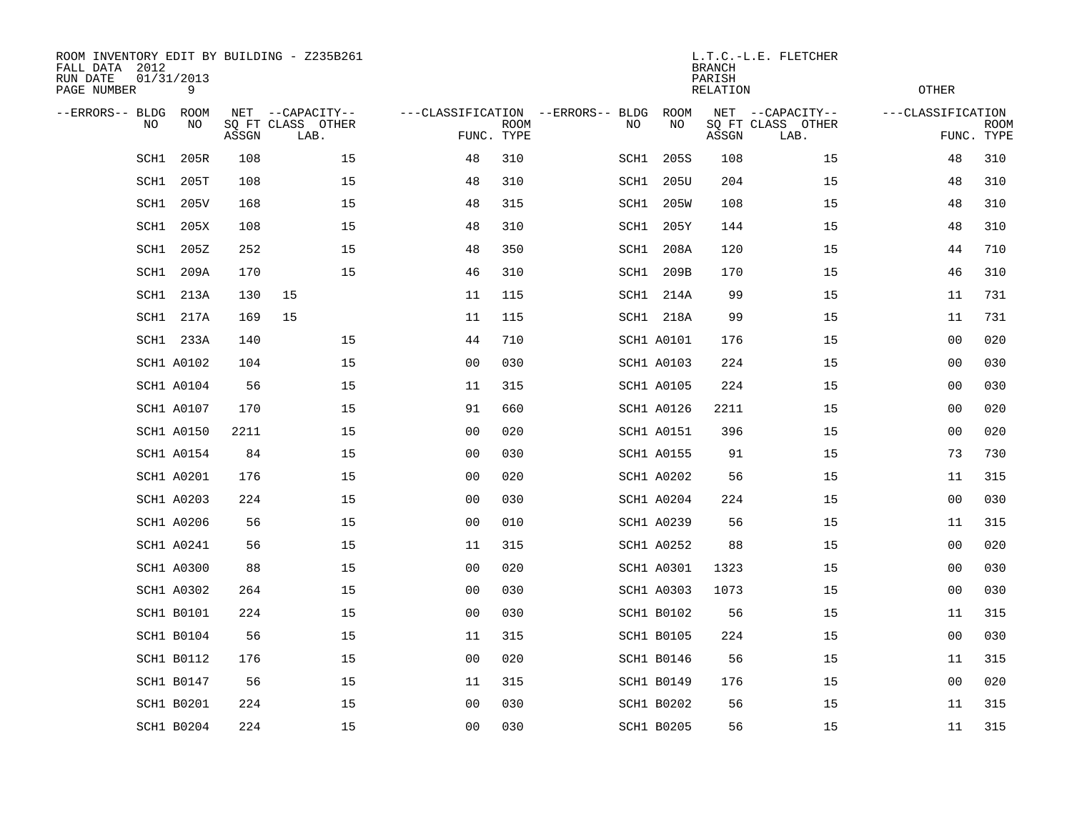ROOM INVENTORY EDIT BY BUILDING - Z235B261
FALL DATA 2012
RUN DATE 01/31/2013
PAGE NUMBER 9

L.T.C.-L.E. FLETCHER
BRANCH
PARISH
RELATION
OTHER

| --ERRORS-- | BLDG NO | ROOM NO | NET SQ FT ASSGN | --CAPACITY-- CLASS LAB. | OTHER | ---CLASSIFICATION FUNC. | ROOM TYPE | --ERRORS-- | BLDG NO | ROOM NO | NET SQ FT ASSGN | --CAPACITY-- CLASS LAB. | OTHER | ---CLASSIFICATION FUNC. | ROOM TYPE |
|---|---|---|---|---|---|---|---|---|---|---|---|---|---|---|---|
| | SCH1 | 205R | 108 | | 15 | 48 | 310 | | SCH1 | 205S | 108 | | 15 | 48 | 310 |
| | SCH1 | 205T | 108 | | 15 | 48 | 310 | | SCH1 | 205U | 204 | | 15 | 48 | 310 |
| | SCH1 | 205V | 168 | | 15 | 48 | 315 | | SCH1 | 205W | 108 | | 15 | 48 | 310 |
| | SCH1 | 205X | 108 | | 15 | 48 | 310 | | SCH1 | 205Y | 144 | | 15 | 48 | 310 |
| | SCH1 | 205Z | 252 | | 15 | 48 | 350 | | SCH1 | 208A | 120 | | 15 | 44 | 710 |
| | SCH1 | 209A | 170 | | 15 | 46 | 310 | | SCH1 | 209B | 170 | | 15 | 46 | 310 |
| | SCH1 | 213A | 130 | 15 | | 11 | 115 | | SCH1 | 214A | 99 | | 15 | 11 | 731 |
| | SCH1 | 217A | 169 | 15 | | 11 | 115 | | SCH1 | 218A | 99 | | 15 | 11 | 731 |
| | SCH1 | 233A | 140 | | 15 | 44 | 710 | | SCH1 | A0101 | 176 | | 15 | 00 | 020 |
| | SCH1 | A0102 | 104 | | 15 | 00 | 030 | | SCH1 | A0103 | 224 | | 15 | 00 | 030 |
| | SCH1 | A0104 | 56 | | 15 | 11 | 315 | | SCH1 | A0105 | 224 | | 15 | 00 | 030 |
| | SCH1 | A0107 | 170 | | 15 | 91 | 660 | | SCH1 | A0126 | 2211 | | 15 | 00 | 020 |
| | SCH1 | A0150 | 2211 | | 15 | 00 | 020 | | SCH1 | A0151 | 396 | | 15 | 00 | 020 |
| | SCH1 | A0154 | 84 | | 15 | 00 | 030 | | SCH1 | A0155 | 91 | | 15 | 73 | 730 |
| | SCH1 | A0201 | 176 | | 15 | 00 | 020 | | SCH1 | A0202 | 56 | | 15 | 11 | 315 |
| | SCH1 | A0203 | 224 | | 15 | 00 | 030 | | SCH1 | A0204 | 224 | | 15 | 00 | 030 |
| | SCH1 | A0206 | 56 | | 15 | 00 | 010 | | SCH1 | A0239 | 56 | | 15 | 11 | 315 |
| | SCH1 | A0241 | 56 | | 15 | 11 | 315 | | SCH1 | A0252 | 88 | | 15 | 00 | 020 |
| | SCH1 | A0300 | 88 | | 15 | 00 | 020 | | SCH1 | A0301 | 1323 | | 15 | 00 | 030 |
| | SCH1 | A0302 | 264 | | 15 | 00 | 030 | | SCH1 | A0303 | 1073 | | 15 | 00 | 030 |
| | SCH1 | B0101 | 224 | | 15 | 00 | 030 | | SCH1 | B0102 | 56 | | 15 | 11 | 315 |
| | SCH1 | B0104 | 56 | | 15 | 11 | 315 | | SCH1 | B0105 | 224 | | 15 | 00 | 030 |
| | SCH1 | B0112 | 176 | | 15 | 00 | 020 | | SCH1 | B0146 | 56 | | 15 | 11 | 315 |
| | SCH1 | B0147 | 56 | | 15 | 11 | 315 | | SCH1 | B0149 | 176 | | 15 | 00 | 020 |
| | SCH1 | B0201 | 224 | | 15 | 00 | 030 | | SCH1 | B0202 | 56 | | 15 | 11 | 315 |
| | SCH1 | B0204 | 224 | | 15 | 00 | 030 | | SCH1 | B0205 | 56 | | 15 | 11 | 315 |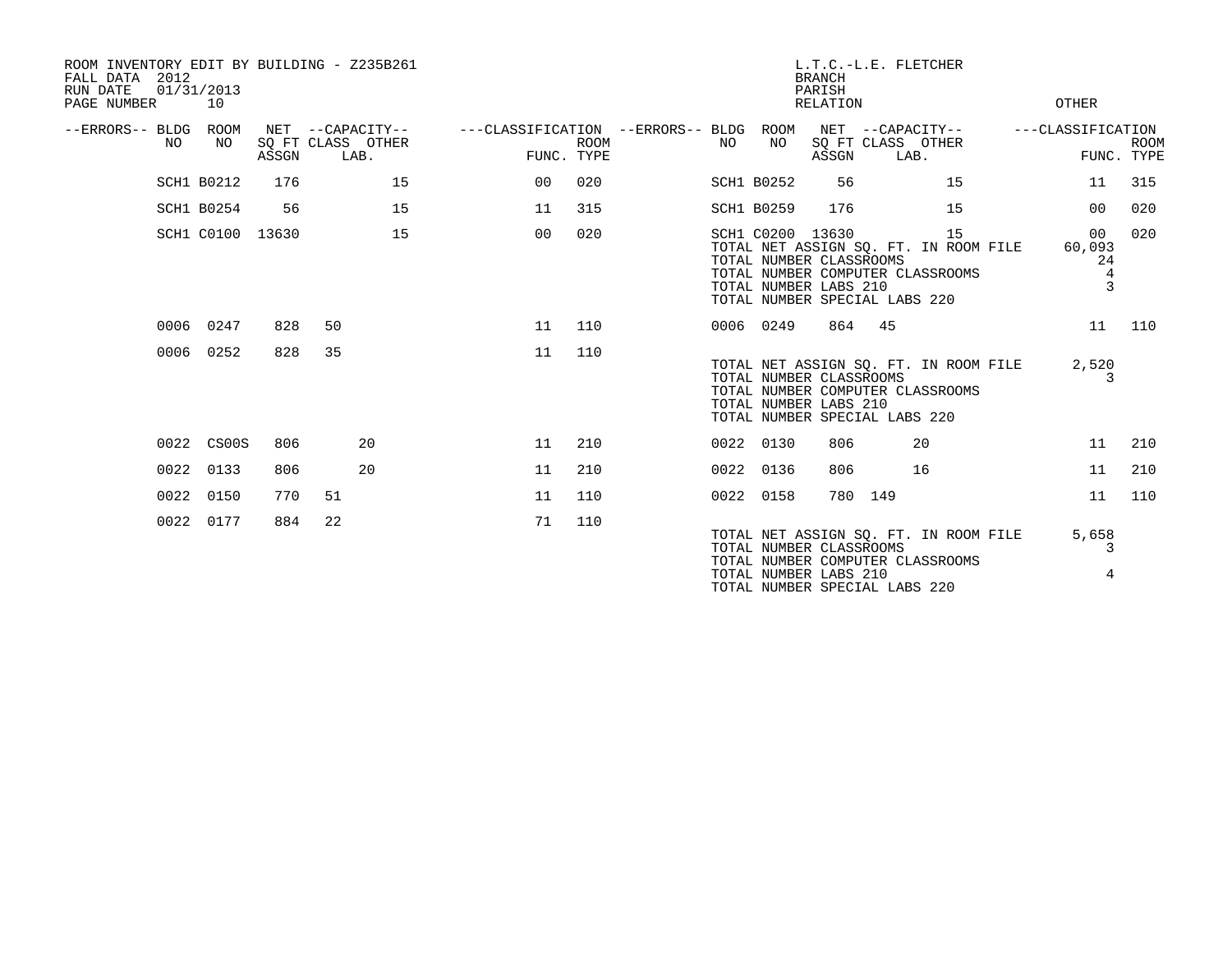ROOM INVENTORY EDIT BY BUILDING - Z235B261
FALL DATA 2012
RUN DATE 01/31/2013
PAGE NUMBER 10

L.T.C.-L.E. FLETCHER
BRANCH
PARISH
RELATION
OTHER

| --ERRORS-- | BLDG NO | ROOM NO | NET SQ FT ASSGN | --CAPACITY-- CLASS | LAB. OTHER | ---CLASSIFICATION FUNC. | ROOM TYPE | --ERRORS-- | BLDG NO | ROOM NO | NET SQ FT ASSGN | --CAPACITY-- CLASS | LAB. OTHER | ---CLASSIFICATION FUNC. | ROOM TYPE |
|---|---|---|---|---|---|---|---|---|---|---|---|---|---|---|---|
| | SCH1 | B0212 | 176 | | 15 | 00 | 020 | | SCH1 | B0252 | 56 | | 15 | 11 | 315 |
| | SCH1 | B0254 | 56 | | 15 | 11 | 315 | | SCH1 | B0259 | 176 | | 15 | 00 | 020 |
| | SCH1 | C0100 | 13630 | | 15 | 00 | 020 | | SCH1 | C0200 | 13630 | | 15 | 00 | 020 |

TOTAL NET ASSIGN SQ. FT. IN ROOM FILE 60,093
TOTAL NUMBER CLASSROOMS 24
TOTAL NUMBER COMPUTER CLASSROOMS 4
TOTAL NUMBER LABS 210 3
TOTAL NUMBER SPECIAL LABS 220

| --ERRORS-- | BLDG NO | ROOM NO | NET SQ FT ASSGN | --CAPACITY-- CLASS | LAB. OTHER | ---CLASSIFICATION FUNC. | ROOM TYPE | --ERRORS-- | BLDG NO | ROOM NO | NET SQ FT ASSGN | --CAPACITY-- CLASS | LAB. OTHER | ---CLASSIFICATION FUNC. | ROOM TYPE |
|---|---|---|---|---|---|---|---|---|---|---|---|---|---|---|---|
| | 0006 | 0247 | 828 | 50 | | 11 | 110 | | 0006 | 0249 | 864 | 45 | | 11 | 110 |
| | 0006 | 0252 | 828 | 35 | | 11 | 110 | | | | | | | | |

TOTAL NET ASSIGN SQ. FT. IN ROOM FILE 2,520
TOTAL NUMBER CLASSROOMS 3
TOTAL NUMBER COMPUTER CLASSROOMS
TOTAL NUMBER LABS 210
TOTAL NUMBER SPECIAL LABS 220

| --ERRORS-- | BLDG NO | ROOM NO | NET SQ FT ASSGN | --CAPACITY-- CLASS | LAB. OTHER | ---CLASSIFICATION FUNC. | ROOM TYPE | --ERRORS-- | BLDG NO | ROOM NO | NET SQ FT ASSGN | --CAPACITY-- CLASS | LAB. OTHER | ---CLASSIFICATION FUNC. | ROOM TYPE |
|---|---|---|---|---|---|---|---|---|---|---|---|---|---|---|---|
| | 0022 | CS00S | 806 | | 20 | 11 | 210 | | 0022 | 0130 | 806 | | 20 | 11 | 210 |
| | 0022 | 0133 | 806 | | 20 | 11 | 210 | | 0022 | 0136 | 806 | | 16 | 11 | 210 |
| | 0022 | 0150 | 770 | 51 | | 11 | 110 | | 0022 | 0158 | 780 | 149 | | 11 | 110 |
| | 0022 | 0177 | 884 | 22 | | 71 | 110 | | | | | | | | |

TOTAL NET ASSIGN SQ. FT. IN ROOM FILE 5,658
TOTAL NUMBER CLASSROOMS 3
TOTAL NUMBER COMPUTER CLASSROOMS
TOTAL NUMBER LABS 210 4
TOTAL NUMBER SPECIAL LABS 220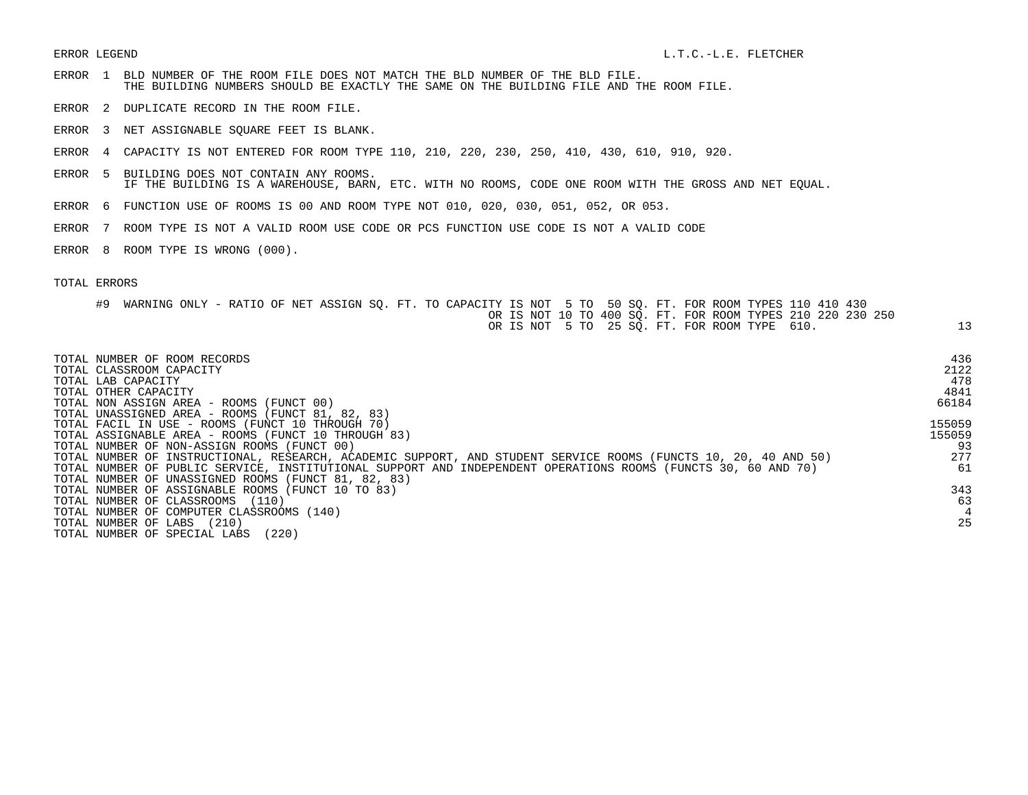ERROR LEGEND                                                                                    L.T.C.-L.E. FLETCHER

ERROR 1 BLD NUMBER OF THE ROOM FILE DOES NOT MATCH THE BLD NUMBER OF THE BLD FILE.
THE BUILDING NUMBERS SHOULD BE EXACTLY THE SAME ON THE BUILDING FILE AND THE ROOM FILE.

ERROR 2 DUPLICATE RECORD IN THE ROOM FILE.

ERROR 3 NET ASSIGNABLE SQUARE FEET IS BLANK.

ERROR 4 CAPACITY IS NOT ENTERED FOR ROOM TYPE 110, 210, 220, 230, 250, 410, 430, 610, 910, 920.

ERROR 5 BUILDING DOES NOT CONTAIN ANY ROOMS.
IF THE BUILDING IS A WAREHOUSE, BARN, ETC. WITH NO ROOMS, CODE ONE ROOM WITH THE GROSS AND NET EQUAL.

ERROR 6 FUNCTION USE OF ROOMS IS 00 AND ROOM TYPE NOT 010, 020, 030, 051, 052, OR 053.

ERROR 7 ROOM TYPE IS NOT A VALID ROOM USE CODE OR PCS FUNCTION USE CODE IS NOT A VALID CODE

ERROR 8 ROOM TYPE IS WRONG (000).

TOTAL ERRORS

| | |
|---|---|
| #9 WARNING ONLY - RATIO OF NET ASSIGN SQ. FT. TO CAPACITY IS NOT 5 TO 50 SQ. FT. FOR ROOM TYPES 110 410 430 OR IS NOT 10 TO 400 SQ. FT. FOR ROOM TYPES 210 220 230 250 OR IS NOT 5 TO 25 SQ. FT. FOR ROOM TYPE 610. | 13 |

| | |
|---|---|
| TOTAL NUMBER OF ROOM RECORDS | 436 |
| TOTAL CLASSROOM CAPACITY | 2122 |
| TOTAL LAB CAPACITY | 478 |
| TOTAL OTHER CAPACITY | 4841 |
| TOTAL NON ASSIGN AREA - ROOMS (FUNCT 00) | 66184 |
| TOTAL UNASSIGNED AREA - ROOMS (FUNCT 81, 82, 83) | |
| TOTAL FACIL IN USE - ROOMS (FUNCT 10 THROUGH 70) | 155059 |
| TOTAL ASSIGNABLE AREA - ROOMS (FUNCT 10 THROUGH 83) | 155059 |
| TOTAL NUMBER OF NON-ASSIGN ROOMS (FUNCT 00) | 93 |
| TOTAL NUMBER OF INSTRUCTIONAL, RESEARCH, ACADEMIC SUPPORT, AND STUDENT SERVICE ROOMS (FUNCTS 10, 20, 40 AND 50) | 277 |
| TOTAL NUMBER OF PUBLIC SERVICE, INSTITUTIONAL SUPPORT AND INDEPENDENT OPERATIONS ROOMS (FUNCTS 30, 60 AND 70) | 61 |
| TOTAL NUMBER OF UNASSIGNED ROOMS (FUNCT 81, 82, 83) | |
| TOTAL NUMBER OF ASSIGNABLE ROOMS (FUNCT 10 TO 83) | 343 |
| TOTAL NUMBER OF CLASSROOMS (110) | 63 |
| TOTAL NUMBER OF COMPUTER CLASSROOMS (140) | 4 |
| TOTAL NUMBER OF LABS (210) | 25 |
| TOTAL NUMBER OF SPECIAL LABS (220) | |